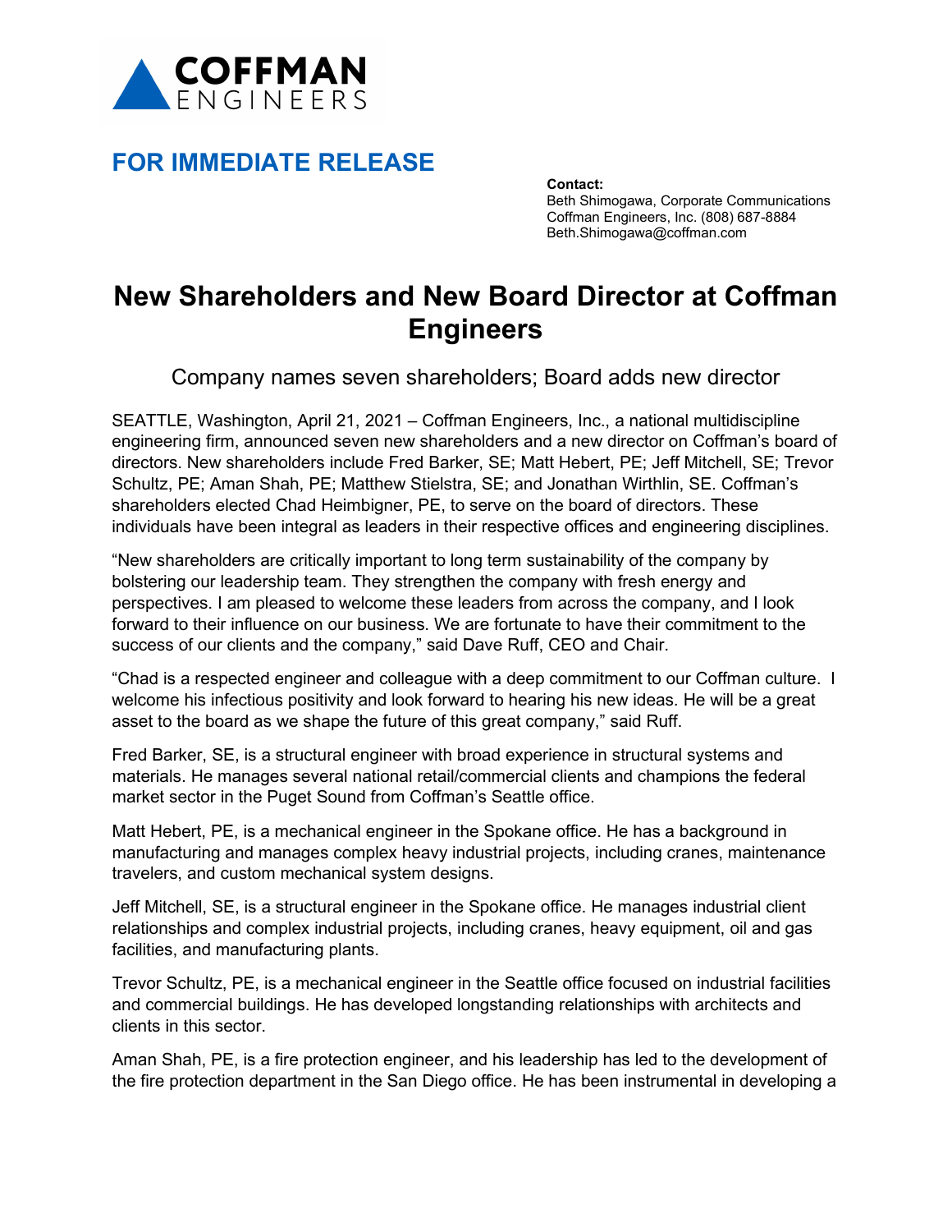COFFMAN ENGINEERS

## FOR IMMEDIATE RELEASE

**Contact:**
Beth Shimogawa, Corporate Communications
Coffman Engineers, Inc. (808) 687-8884
Beth.Shimogawa@coffman.com

# New Shareholders and New Board Director at Coffman Engineers

Company names seven shareholders; Board adds new director

SEATTLE, Washington, April 21, 2021 – Coffman Engineers, Inc., a national multidiscipline engineering firm, announced seven new shareholders and a new director on Coffman's board of directors. New shareholders include Fred Barker, SE; Matt Hebert, PE; Jeff Mitchell, SE; Trevor Schultz, PE; Aman Shah, PE; Matthew Stielstra, SE; and Jonathan Wirthlin, SE. Coffman's shareholders elected Chad Heimbigner, PE, to serve on the board of directors. These individuals have been integral as leaders in their respective offices and engineering disciplines.

"New shareholders are critically important to long term sustainability of the company by bolstering our leadership team. They strengthen the company with fresh energy and perspectives. I am pleased to welcome these leaders from across the company, and I look forward to their influence on our business. We are fortunate to have their commitment to the success of our clients and the company," said Dave Ruff, CEO and Chair.

"Chad is a respected engineer and colleague with a deep commitment to our Coffman culture. I welcome his infectious positivity and look forward to hearing his new ideas. He will be a great asset to the board as we shape the future of this great company," said Ruff.

Fred Barker, SE, is a structural engineer with broad experience in structural systems and materials. He manages several national retail/commercial clients and champions the federal market sector in the Puget Sound from Coffman's Seattle office.

Matt Hebert, PE, is a mechanical engineer in the Spokane office. He has a background in manufacturing and manages complex heavy industrial projects, including cranes, maintenance travelers, and custom mechanical system designs.

Jeff Mitchell, SE, is a structural engineer in the Spokane office. He manages industrial client relationships and complex industrial projects, including cranes, heavy equipment, oil and gas facilities, and manufacturing plants.

Trevor Schultz, PE, is a mechanical engineer in the Seattle office focused on industrial facilities and commercial buildings. He has developed longstanding relationships with architects and clients in this sector.

Aman Shah, PE, is a fire protection engineer, and his leadership has led to the development of the fire protection department in the San Diego office. He has been instrumental in developing a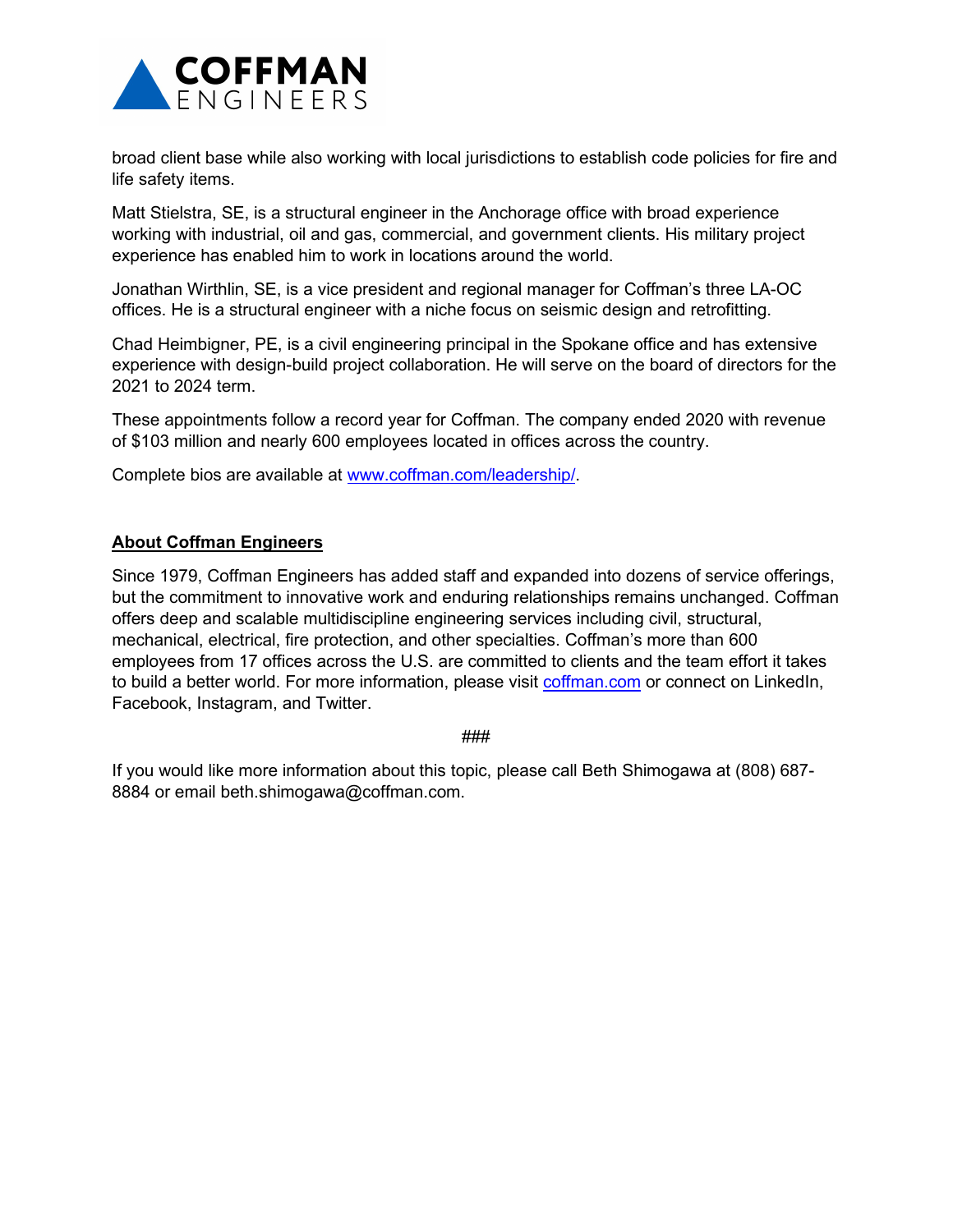broad client base while also working with local jurisdictions to establish code policies for fire and life safety items.

Matt Stielstra, SE, is a structural engineer in the Anchorage office with broad experience working with industrial, oil and gas, commercial, and government clients. His military project experience has enabled him to work in locations around the world.

Jonathan Wirthlin, SE, is a vice president and regional manager for Coffman's three LA-OC offices. He is a structural engineer with a niche focus on seismic design and retrofitting.

Chad Heimbigner, PE, is a civil engineering principal in the Spokane office and has extensive experience with design-build project collaboration. He will serve on the board of directors for the 2021 to 2024 term.

These appointments follow a record year for Coffman. The company ended 2020 with revenue of $103 million and nearly 600 employees located in offices across the country.

Complete bios are available at [www.coffman.com/leadership/](www.coffman.com/leadership/).

## About Coffman Engineers

Since 1979, Coffman Engineers has added staff and expanded into dozens of service offerings, but the commitment to innovative work and enduring relationships remains unchanged. Coffman offers deep and scalable multidiscipline engineering services including civil, structural, mechanical, electrical, fire protection, and other specialties. Coffman's more than 600 employees from 17 offices across the U.S. are committed to clients and the team effort it takes to build a better world. For more information, please visit [coffman.com](coffman.com) or connect on LinkedIn, Facebook, Instagram, and Twitter.

###

If you would like more information about this topic, please call Beth Shimogawa at (808) 687-8884 or email beth.shimogawa@coffman.com.